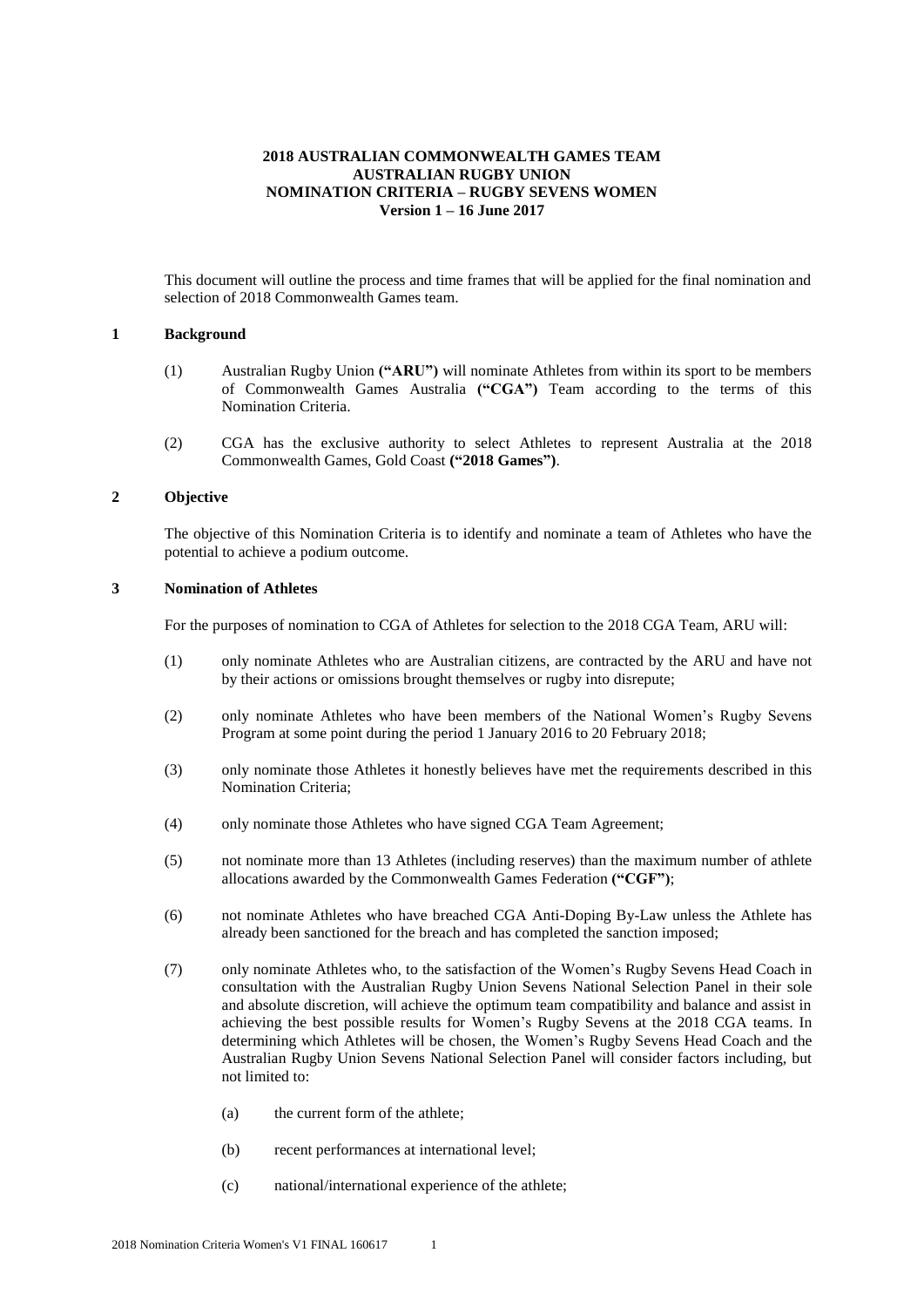**2018 AUSTRALIAN COMMONWEALTH GAMES TEAM**
**AUSTRALIAN RUGBY UNION**
**NOMINATION CRITERIA – RUGBY SEVENS WOMEN**
**Version 1 – 16 June 2017**

This document will outline the process and time frames that will be applied for the final nomination and selection of 2018 Commonwealth Games team.

## 1 Background

(1) Australian Rugby Union **("ARU")** will nominate Athletes from within its sport to be members of Commonwealth Games Australia **("CGA")** Team according to the terms of this Nomination Criteria.

(2) CGA has the exclusive authority to select Athletes to represent Australia at the 2018 Commonwealth Games, Gold Coast **("2018 Games")**.

## 2 Objective

The objective of this Nomination Criteria is to identify and nominate a team of Athletes who have the potential to achieve a podium outcome.

## 3 Nomination of Athletes

For the purposes of nomination to CGA of Athletes for selection to the 2018 CGA Team, ARU will:

(1) only nominate Athletes who are Australian citizens, are contracted by the ARU and have not by their actions or omissions brought themselves or rugby into disrepute;

(2) only nominate Athletes who have been members of the National Women's Rugby Sevens Program at some point during the period 1 January 2016 to 20 February 2018;

(3) only nominate those Athletes it honestly believes have met the requirements described in this Nomination Criteria;

(4) only nominate those Athletes who have signed CGA Team Agreement;

(5) not nominate more than 13 Athletes (including reserves) than the maximum number of athlete allocations awarded by the Commonwealth Games Federation **("CGF")**;

(6) not nominate Athletes who have breached CGA Anti-Doping By-Law unless the Athlete has already been sanctioned for the breach and has completed the sanction imposed;

(7) only nominate Athletes who, to the satisfaction of the Women's Rugby Sevens Head Coach in consultation with the Australian Rugby Union Sevens National Selection Panel in their sole and absolute discretion, will achieve the optimum team compatibility and balance and assist in achieving the best possible results for Women's Rugby Sevens at the 2018 CGA teams. In determining which Athletes will be chosen, the Women's Rugby Sevens Head Coach and the Australian Rugby Union Sevens National Selection Panel will consider factors including, but not limited to:

   (a) the current form of the athlete;

   (b) recent performances at international level;

   (c) national/international experience of the athlete;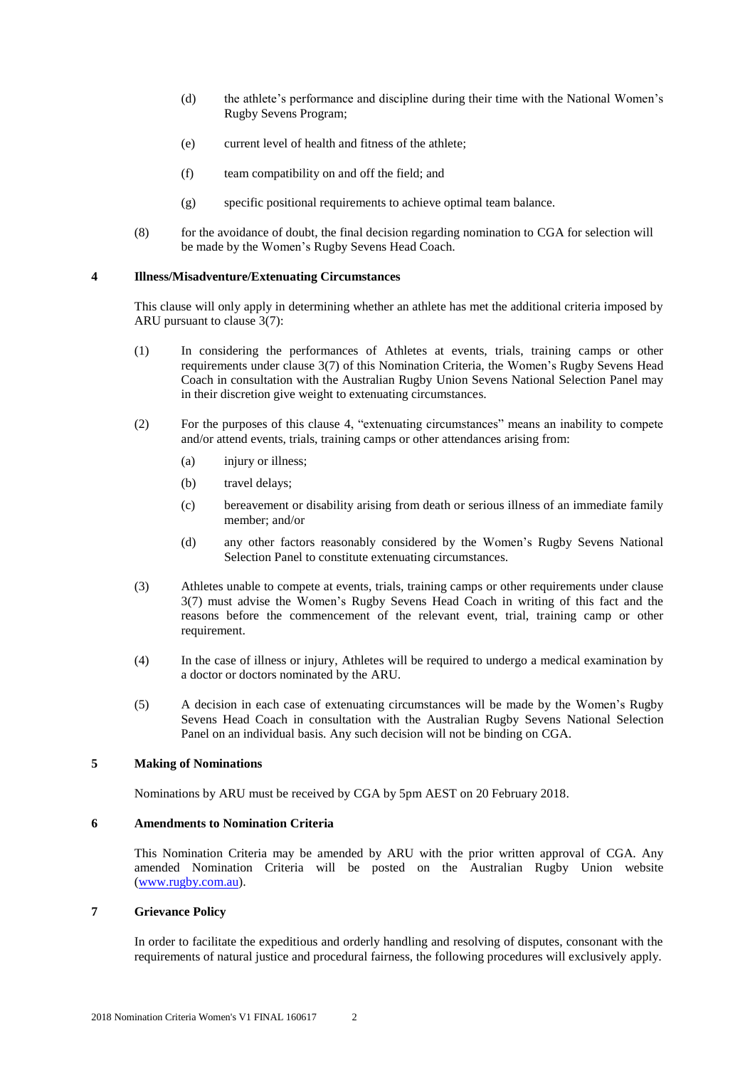(d) the athlete's performance and discipline during their time with the National Women's Rugby Sevens Program;

(e) current level of health and fitness of the athlete;

(f) team compatibility on and off the field; and

(g) specific positional requirements to achieve optimal team balance.

(8) for the avoidance of doubt, the final decision regarding nomination to CGA for selection will be made by the Women's Rugby Sevens Head Coach.

## 4 Illness/Misadventure/Extenuating Circumstances

This clause will only apply in determining whether an athlete has met the additional criteria imposed by ARU pursuant to clause 3(7):

(1) In considering the performances of Athletes at events, trials, training camps or other requirements under clause 3(7) of this Nomination Criteria, the Women's Rugby Sevens Head Coach in consultation with the Australian Rugby Union Sevens National Selection Panel may in their discretion give weight to extenuating circumstances.

(2) For the purposes of this clause 4, "extenuating circumstances" means an inability to compete and/or attend events, trials, training camps or other attendances arising from:

(a) injury or illness;

(b) travel delays;

(c) bereavement or disability arising from death or serious illness of an immediate family member; and/or

(d) any other factors reasonably considered by the Women's Rugby Sevens National Selection Panel to constitute extenuating circumstances.

(3) Athletes unable to compete at events, trials, training camps or other requirements under clause 3(7) must advise the Women's Rugby Sevens Head Coach in writing of this fact and the reasons before the commencement of the relevant event, trial, training camp or other requirement.

(4) In the case of illness or injury, Athletes will be required to undergo a medical examination by a doctor or doctors nominated by the ARU.

(5) A decision in each case of extenuating circumstances will be made by the Women's Rugby Sevens Head Coach in consultation with the Australian Rugby Sevens National Selection Panel on an individual basis. Any such decision will not be binding on CGA.

## 5 Making of Nominations

Nominations by ARU must be received by CGA by 5pm AEST on 20 February 2018.

## 6 Amendments to Nomination Criteria

This Nomination Criteria may be amended by ARU with the prior written approval of CGA. Any amended Nomination Criteria will be posted on the Australian Rugby Union website ([www.rugby.com.au](www.rugby.com.au)).

## 7 Grievance Policy

In order to facilitate the expeditious and orderly handling and resolving of disputes, consonant with the requirements of natural justice and procedural fairness, the following procedures will exclusively apply.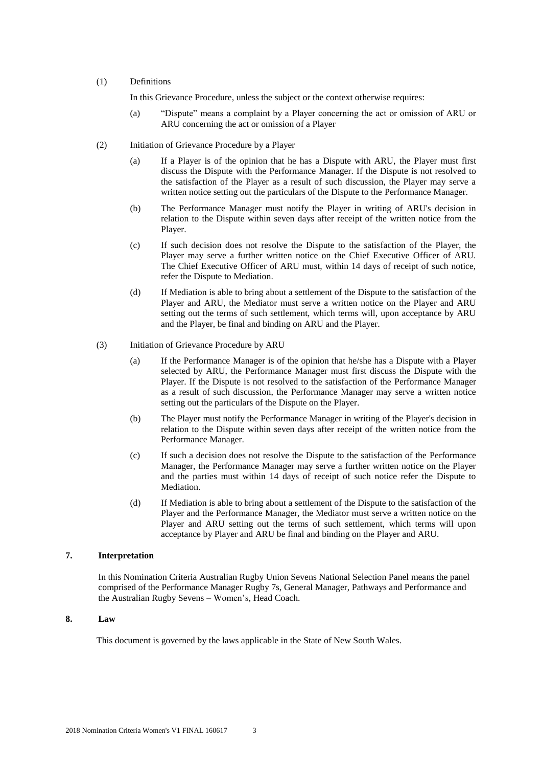(1) Definitions

In this Grievance Procedure, unless the subject or the context otherwise requires:

(a) "Dispute" means a complaint by a Player concerning the act or omission of ARU or ARU concerning the act or omission of a Player

(2) Initiation of Grievance Procedure by a Player

(a) If a Player is of the opinion that he has a Dispute with ARU, the Player must first discuss the Dispute with the Performance Manager. If the Dispute is not resolved to the satisfaction of the Player as a result of such discussion, the Player may serve a written notice setting out the particulars of the Dispute to the Performance Manager.

(b) The Performance Manager must notify the Player in writing of ARU's decision in relation to the Dispute within seven days after receipt of the written notice from the Player.

(c) If such decision does not resolve the Dispute to the satisfaction of the Player, the Player may serve a further written notice on the Chief Executive Officer of ARU. The Chief Executive Officer of ARU must, within 14 days of receipt of such notice, refer the Dispute to Mediation.

(d) If Mediation is able to bring about a settlement of the Dispute to the satisfaction of the Player and ARU, the Mediator must serve a written notice on the Player and ARU setting out the terms of such settlement, which terms will, upon acceptance by ARU and the Player, be final and binding on ARU and the Player.

(3) Initiation of Grievance Procedure by ARU

(a) If the Performance Manager is of the opinion that he/she has a Dispute with a Player selected by ARU, the Performance Manager must first discuss the Dispute with the Player. If the Dispute is not resolved to the satisfaction of the Performance Manager as a result of such discussion, the Performance Manager may serve a written notice setting out the particulars of the Dispute on the Player.

(b) The Player must notify the Performance Manager in writing of the Player's decision in relation to the Dispute within seven days after receipt of the written notice from the Performance Manager.

(c) If such a decision does not resolve the Dispute to the satisfaction of the Performance Manager, the Performance Manager may serve a further written notice on the Player and the parties must within 14 days of receipt of such notice refer the Dispute to Mediation.

(d) If Mediation is able to bring about a settlement of the Dispute to the satisfaction of the Player and the Performance Manager, the Mediator must serve a written notice on the Player and ARU setting out the terms of such settlement, which terms will upon acceptance by Player and ARU be final and binding on the Player and ARU.

## 7. Interpretation

In this Nomination Criteria Australian Rugby Union Sevens National Selection Panel means the panel comprised of the Performance Manager Rugby 7s, General Manager, Pathways and Performance and the Australian Rugby Sevens – Women's, Head Coach.

## 8. Law

This document is governed by the laws applicable in the State of New South Wales.